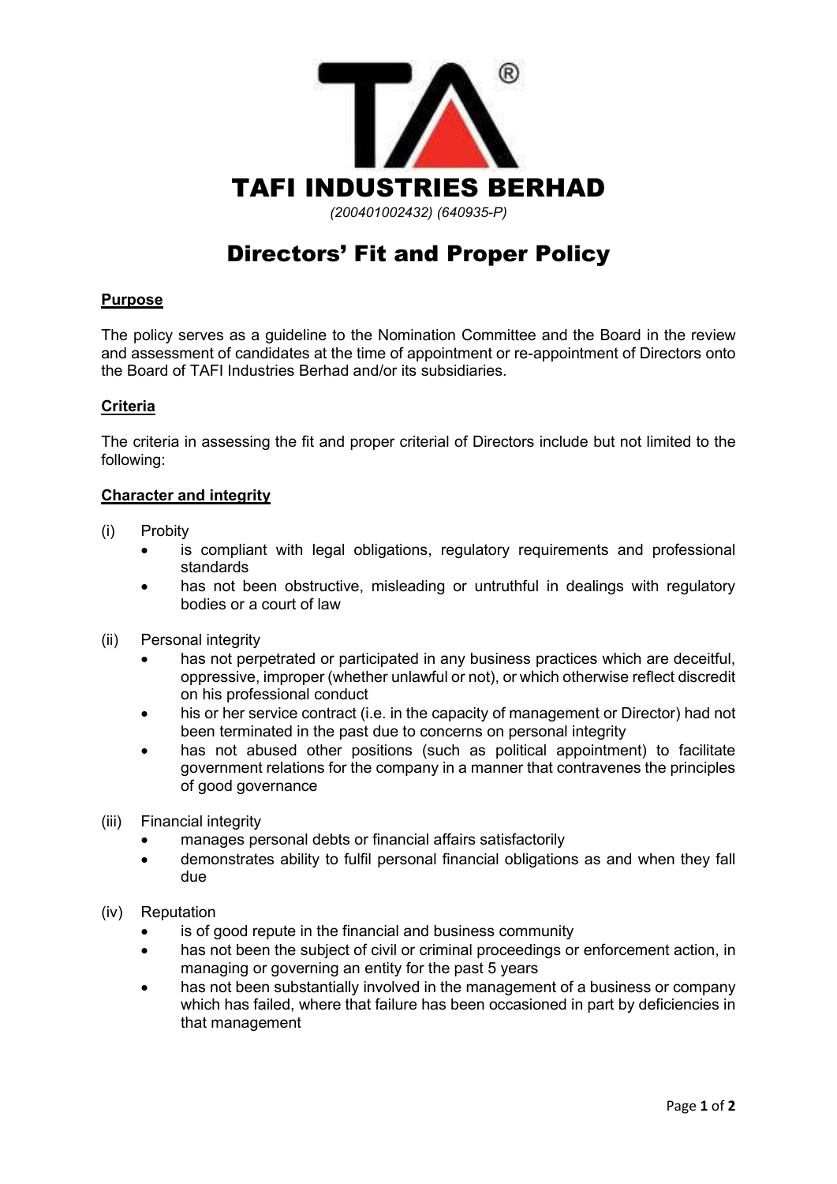# TAFI INDUSTRIES BERHAD

*(200401002432) (640935-P)*

# Directors' Fit and Proper Policy

**Purpose**

The policy serves as a guideline to the Nomination Committee and the Board in the review and assessment of candidates at the time of appointment or re-appointment of Directors onto the Board of TAFI Industries Berhad and/or its subsidiaries.

**Criteria**

The criteria in assessing the fit and proper criterial of Directors include but not limited to the following:

**Character and integrity**

(i) Probity
- is compliant with legal obligations, regulatory requirements and professional standards
- has not been obstructive, misleading or untruthful in dealings with regulatory bodies or a court of law

(ii) Personal integrity
- has not perpetrated or participated in any business practices which are deceitful, oppressive, improper (whether unlawful or not), or which otherwise reflect discredit on his professional conduct
- his or her service contract (i.e. in the capacity of management or Director) had not been terminated in the past due to concerns on personal integrity
- has not abused other positions (such as political appointment) to facilitate government relations for the company in a manner that contravenes the principles of good governance

(iii) Financial integrity
- manages personal debts or financial affairs satisfactorily
- demonstrates ability to fulfil personal financial obligations as and when they fall due

(iv) Reputation
- is of good repute in the financial and business community
- has not been the subject of civil or criminal proceedings or enforcement action, in managing or governing an entity for the past 5 years
- has not been substantially involved in the management of a business or company which has failed, where that failure has been occasioned in part by deficiencies in that management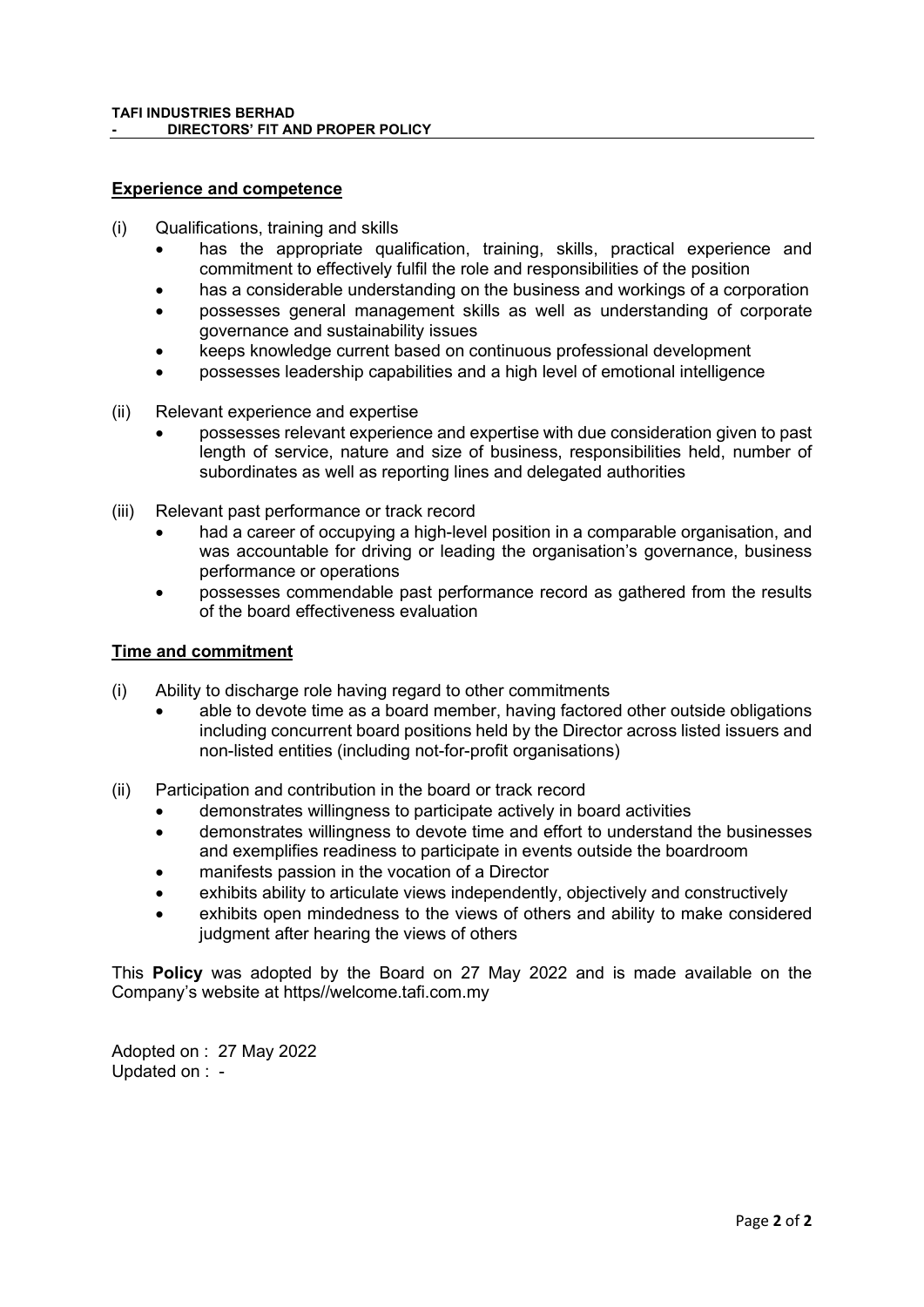## Experience and competence

(i) Qualifications, training and skills
- has the appropriate qualification, training, skills, practical experience and commitment to effectively fulfil the role and responsibilities of the position
- has a considerable understanding on the business and workings of a corporation
- possesses general management skills as well as understanding of corporate governance and sustainability issues
- keeps knowledge current based on continuous professional development
- possesses leadership capabilities and a high level of emotional intelligence

(ii) Relevant experience and expertise
- possesses relevant experience and expertise with due consideration given to past length of service, nature and size of business, responsibilities held, number of subordinates as well as reporting lines and delegated authorities

(iii) Relevant past performance or track record
- had a career of occupying a high-level position in a comparable organisation, and was accountable for driving or leading the organisation's governance, business performance or operations
- possesses commendable past performance record as gathered from the results of the board effectiveness evaluation

## Time and commitment

(i) Ability to discharge role having regard to other commitments
- able to devote time as a board member, having factored other outside obligations including concurrent board positions held by the Director across listed issuers and non-listed entities (including not-for-profit organisations)

(ii) Participation and contribution in the board or track record
- demonstrates willingness to participate actively in board activities
- demonstrates willingness to devote time and effort to understand the businesses and exemplifies readiness to participate in events outside the boardroom
- manifests passion in the vocation of a Director
- exhibits ability to articulate views independently, objectively and constructively
- exhibits open mindedness to the views of others and ability to make considered judgment after hearing the views of others

This **Policy** was adopted by the Board on 27 May 2022 and is made available on the Company's website at https//welcome.tafi.com.my

Adopted on : 27 May 2022
Updated on : -